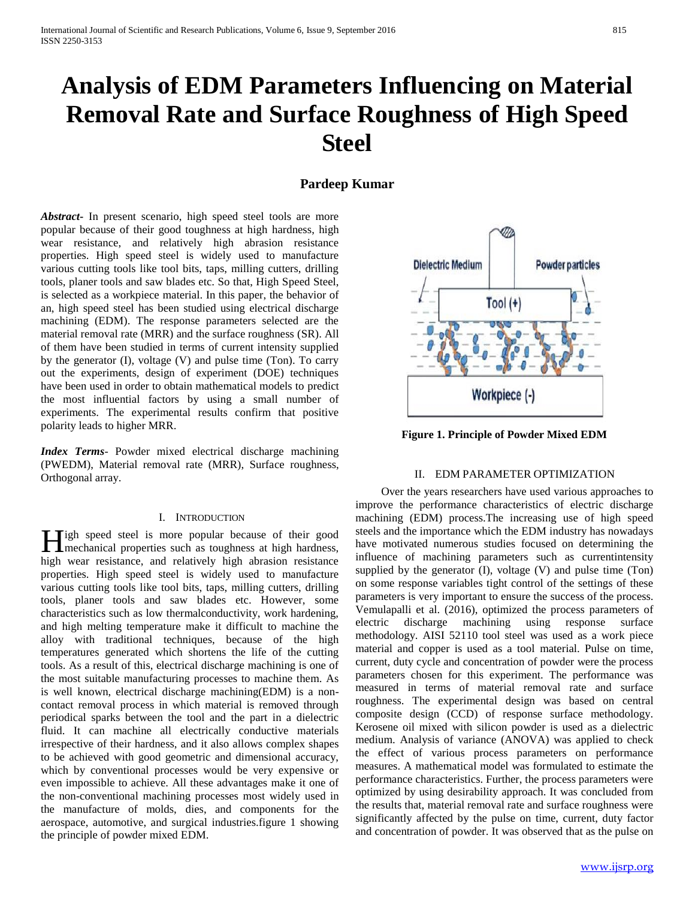# Analysis of EDM Parameters Influencing on Material Removal Rate and Surface Roughness of High Speed Steel

**Pardeep Kumar**

***Abstract*-** In present scenario, high speed steel tools are more popular because of their good toughness at high hardness, high wear resistance, and relatively high abrasion resistance properties. High speed steel is widely used to manufacture various cutting tools like tool bits, taps, milling cutters, drilling tools, planer tools and saw blades etc. So that, High Speed Steel, is selected as a workpiece material. In this paper, the behavior of an, high speed steel has been studied using electrical discharge machining (EDM). The response parameters selected are the material removal rate (MRR) and the surface roughness (SR). All of them have been studied in terms of current intensity supplied by the generator (I), voltage (V) and pulse time (Ton). To carry out the experiments, design of experiment (DOE) techniques have been used in order to obtain mathematical models to predict the most influential factors by using a small number of experiments. The experimental results confirm that positive polarity leads to higher MRR.

***Index Terms*-** Powder mixed electrical discharge machining (PWEDM), Material removal rate (MRR), Surface roughness, Orthogonal array.

## I. Introduction

High speed steel is more popular because of their good mechanical properties such as toughness at high hardness, high wear resistance, and relatively high abrasion resistance properties. High speed steel is widely used to manufacture various cutting tools like tool bits, taps, milling cutters, drilling tools, planer tools and saw blades etc. However, some characteristics such as low thermalconductivity, work hardening, and high melting temperature make it difficult to machine the alloy with traditional techniques, because of the high temperatures generated which shortens the life of the cutting tools. As a result of this, electrical discharge machining is one of the most suitable manufacturing processes to machine them. As is well known, electrical discharge machining(EDM) is a non-contact removal process in which material is removed through periodical sparks between the tool and the part in a dielectric fluid. It can machine all electrically conductive materials irrespective of their hardness, and it also allows complex shapes to be achieved with good geometric and dimensional accuracy, which by conventional processes would be very expensive or even impossible to achieve. All these advantages make it one of the non-conventional machining processes most widely used in the manufacture of molds, dies, and components for the aerospace, automotive, and surgical industries.figure 1 showing the principle of powder mixed EDM.

**Figure 1. Principle of Powder Mixed EDM**

## II. EDM Parameter Optimization

Over the years researchers have used various approaches to improve the performance characteristics of electric discharge machining (EDM) process.The increasing use of high speed steels and the importance which the EDM industry has nowadays have motivated numerous studies focused on determining the influence of machining parameters such as currentintensity supplied by the generator (I), voltage (V) and pulse time (Ton) on some response variables tight control of the settings of these parameters is very important to ensure the success of the process. Vemulapalli et al. (2016), optimized the process parameters of electric discharge machining using response surface methodology. AISI 52110 tool steel was used as a work piece material and copper is used as a tool material. Pulse on time, current, duty cycle and concentration of powder were the process parameters chosen for this experiment. The performance was measured in terms of material removal rate and surface roughness. The experimental design was based on central composite design (CCD) of response surface methodology. Kerosene oil mixed with silicon powder is used as a dielectric medium. Analysis of variance (ANOVA) was applied to check the effect of various process parameters on performance measures. A mathematical model was formulated to estimate the performance characteristics. Further, the process parameters were optimized by using desirability approach. It was concluded from the results that, material removal rate and surface roughness were significantly affected by the pulse on time, current, duty factor and concentration of powder. It was observed that as the pulse on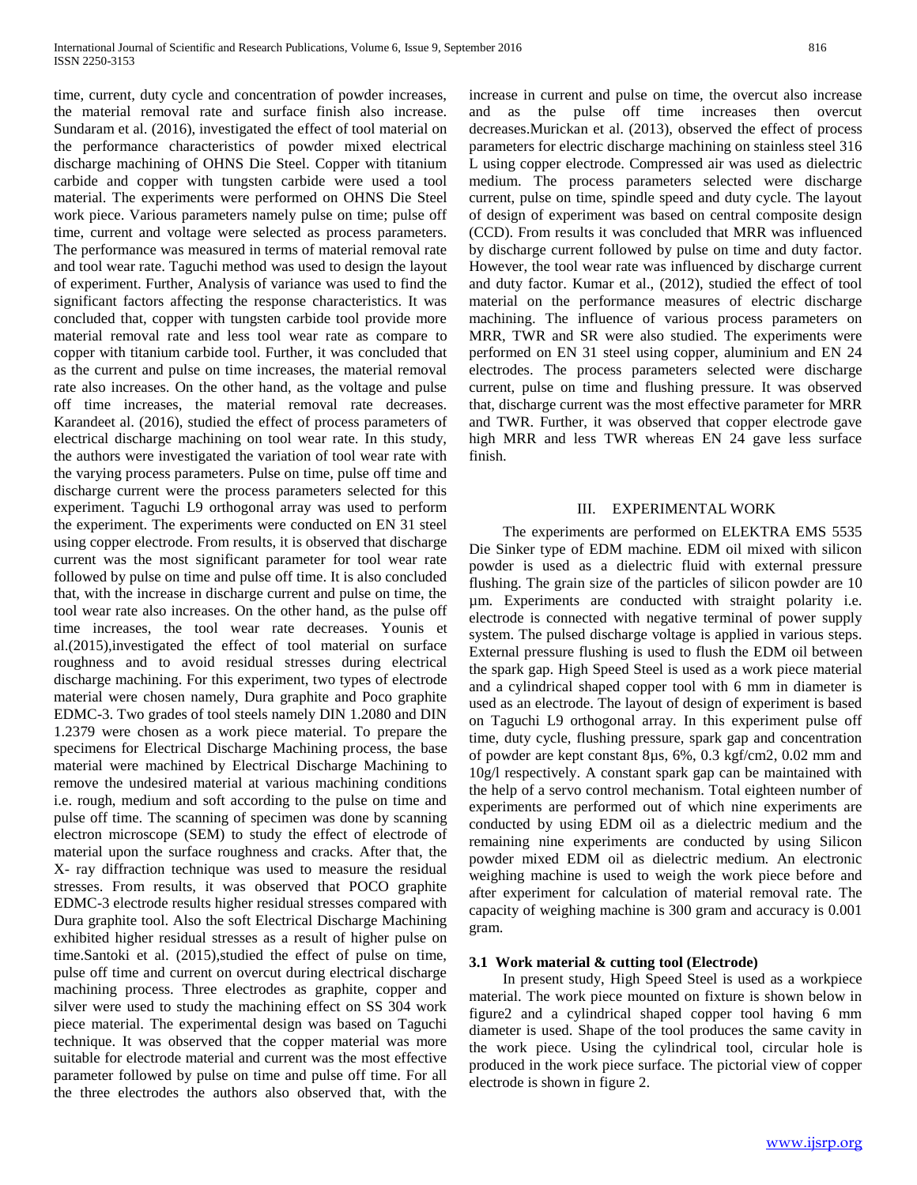time, current, duty cycle and concentration of powder increases, the material removal rate and surface finish also increase. Sundaram et al. (2016), investigated the effect of tool material on the performance characteristics of powder mixed electrical discharge machining of OHNS Die Steel. Copper with titanium carbide and copper with tungsten carbide were used a tool material. The experiments were performed on OHNS Die Steel work piece. Various parameters namely pulse on time; pulse off time, current and voltage were selected as process parameters. The performance was measured in terms of material removal rate and tool wear rate. Taguchi method was used to design the layout of experiment. Further, Analysis of variance was used to find the significant factors affecting the response characteristics. It was concluded that, copper with tungsten carbide tool provide more material removal rate and less tool wear rate as compare to copper with titanium carbide tool. Further, it was concluded that as the current and pulse on time increases, the material removal rate also increases. On the other hand, as the voltage and pulse off time increases, the material removal rate decreases. Karandeet al. (2016), studied the effect of process parameters of electrical discharge machining on tool wear rate. In this study, the authors were investigated the variation of tool wear rate with the varying process parameters. Pulse on time, pulse off time and discharge current were the process parameters selected for this experiment. Taguchi L9 orthogonal array was used to perform the experiment. The experiments were conducted on EN 31 steel using copper electrode. From results, it is observed that discharge current was the most significant parameter for tool wear rate followed by pulse on time and pulse off time. It is also concluded that, with the increase in discharge current and pulse on time, the tool wear rate also increases. On the other hand, as the pulse off time increases, the tool wear rate decreases. Younis et al.(2015),investigated the effect of tool material on surface roughness and to avoid residual stresses during electrical discharge machining. For this experiment, two types of electrode material were chosen namely, Dura graphite and Poco graphite EDMC-3. Two grades of tool steels namely DIN 1.2080 and DIN 1.2379 were chosen as a work piece material. To prepare the specimens for Electrical Discharge Machining process, the base material were machined by Electrical Discharge Machining to remove the undesired material at various machining conditions i.e. rough, medium and soft according to the pulse on time and pulse off time. The scanning of specimen was done by scanning electron microscope (SEM) to study the effect of electrode of material upon the surface roughness and cracks. After that, the X- ray diffraction technique was used to measure the residual stresses. From results, it was observed that POCO graphite EDMC-3 electrode results higher residual stresses compared with Dura graphite tool. Also the soft Electrical Discharge Machining exhibited higher residual stresses as a result of higher pulse on time.Santoki et al. (2015),studied the effect of pulse on time, pulse off time and current on overcut during electrical discharge machining process. Three electrodes as graphite, copper and silver were used to study the machining effect on SS 304 work piece material. The experimental design was based on Taguchi technique. It was observed that the copper material was more suitable for electrode material and current was the most effective parameter followed by pulse on time and pulse off time. For all the three electrodes the authors also observed that, with the increase in current and pulse on time, the overcut also increase and as the pulse off time increases then overcut decreases.Murickan et al. (2013), observed the effect of process parameters for electric discharge machining on stainless steel 316 L using copper electrode. Compressed air was used as dielectric medium. The process parameters selected were discharge current, pulse on time, spindle speed and duty cycle. The layout of design of experiment was based on central composite design (CCD). From results it was concluded that MRR was influenced by discharge current followed by pulse on time and duty factor. However, the tool wear rate was influenced by discharge current and duty factor. Kumar et al., (2012), studied the effect of tool material on the performance measures of electric discharge machining. The influence of various process parameters on MRR, TWR and SR were also studied. The experiments were performed on EN 31 steel using copper, aluminium and EN 24 electrodes. The process parameters selected were discharge current, pulse on time and flushing pressure. It was observed that, discharge current was the most effective parameter for MRR and TWR. Further, it was observed that copper electrode gave high MRR and less TWR whereas EN 24 gave less surface finish.

## III. EXPERIMENTAL WORK

The experiments are performed on ELEKTRA EMS 5535 Die Sinker type of EDM machine. EDM oil mixed with silicon powder is used as a dielectric fluid with external pressure flushing. The grain size of the particles of silicon powder are 10 µm. Experiments are conducted with straight polarity i.e. electrode is connected with negative terminal of power supply system. The pulsed discharge voltage is applied in various steps. External pressure flushing is used to flush the EDM oil between the spark gap. High Speed Steel is used as a work piece material and a cylindrical shaped copper tool with 6 mm in diameter is used as an electrode. The layout of design of experiment is based on Taguchi L9 orthogonal array. In this experiment pulse off time, duty cycle, flushing pressure, spark gap and concentration of powder are kept constant 8µs, 6%, 0.3 kgf/cm2, 0.02 mm and 10g/l respectively. A constant spark gap can be maintained with the help of a servo control mechanism. Total eighteen number of experiments are performed out of which nine experiments are conducted by using EDM oil as a dielectric medium and the remaining nine experiments are conducted by using Silicon powder mixed EDM oil as dielectric medium. An electronic weighing machine is used to weigh the work piece before and after experiment for calculation of material removal rate. The capacity of weighing machine is 300 gram and accuracy is 0.001 gram.

### 3.1 Work material & cutting tool (Electrode)

In present study, High Speed Steel is used as a workpiece material. The work piece mounted on fixture is shown below in figure2 and a cylindrical shaped copper tool having 6 mm diameter is used. Shape of the tool produces the same cavity in the work piece. Using the cylindrical tool, circular hole is produced in the work piece surface. The pictorial view of copper electrode is shown in figure 2.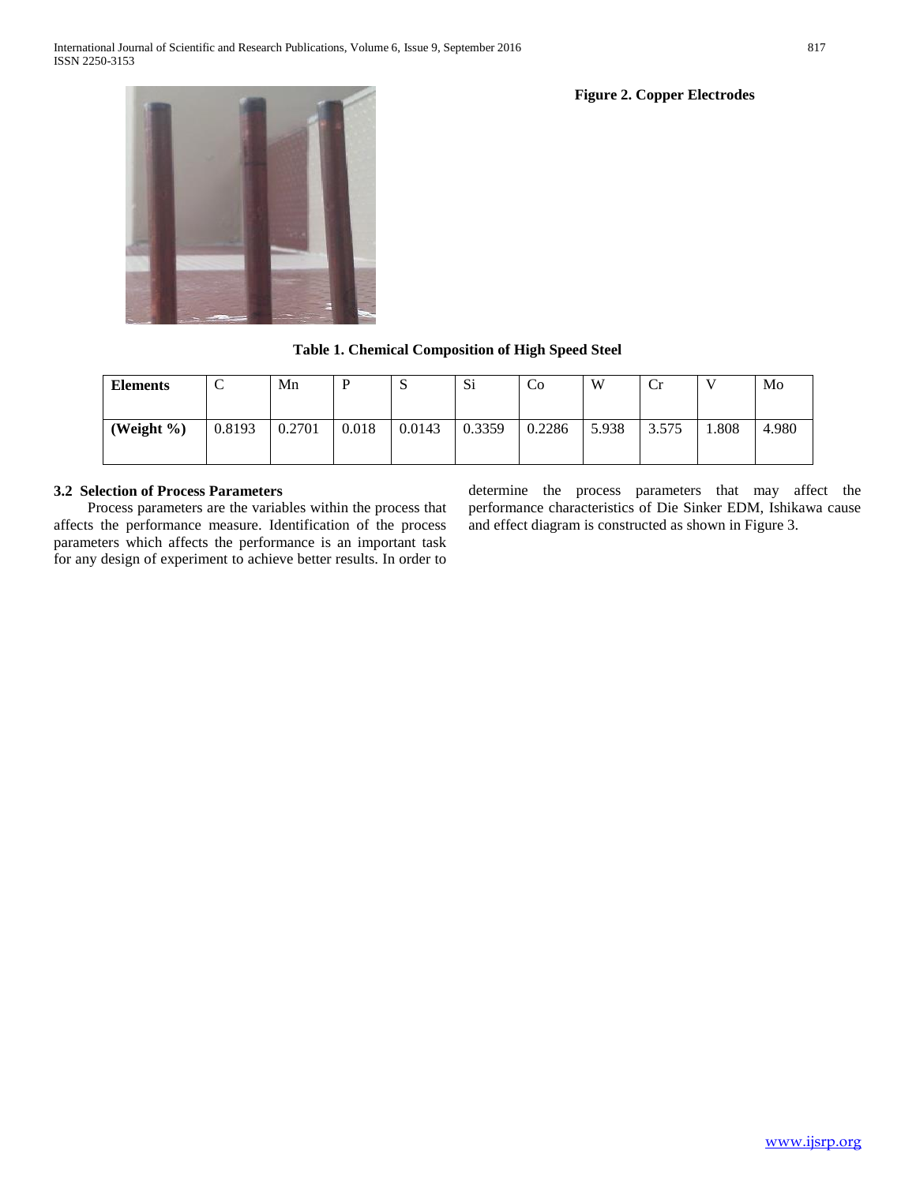**Figure 2. Copper Electrodes**

**Table 1. Chemical Composition of High Speed Steel**

| **Elements** | C | Mn | P | S | Si | Co | W | Cr | V | Mo |
|---|---|---|---|---|---|---|---|---|---|---|
| **(Weight %)** | 0.8193 | 0.2701 | 0.018 | 0.0143 | 0.3359 | 0.2286 | 5.938 | 3.575 | 1.808 | 4.980 |

### 3.2 Selection of Process Parameters

Process parameters are the variables within the process that affects the performance measure. Identification of the process parameters which affects the performance is an important task for any design of experiment to achieve better results. In order to determine the process parameters that may affect the performance characteristics of Die Sinker EDM, Ishikawa cause and effect diagram is constructed as shown in Figure 3.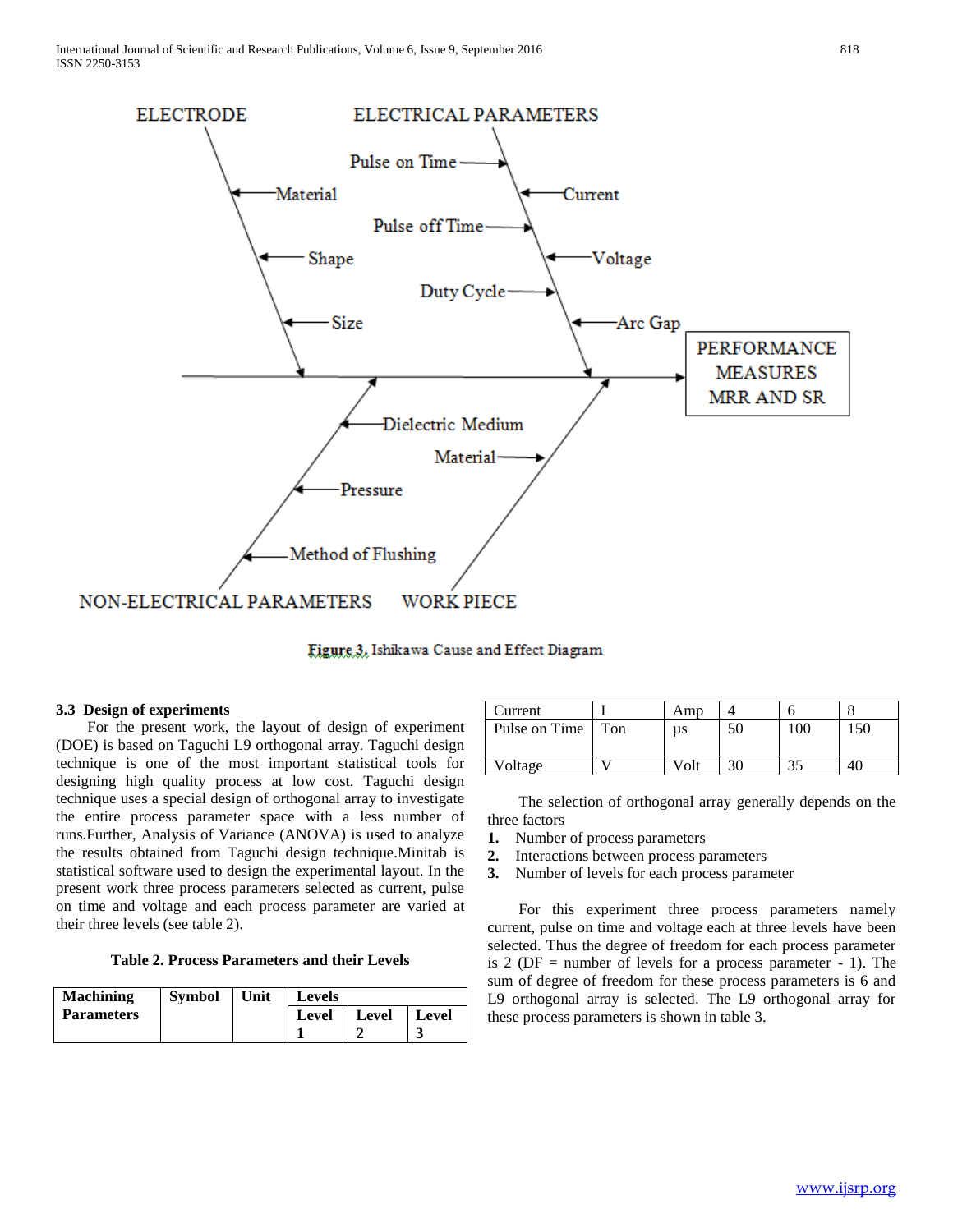Figure 3. Ishikawa Cause and Effect Diagram

### 3.3 Design of experiments

For the present work, the layout of design of experiment (DOE) is based on Taguchi L9 orthogonal array. Taguchi design technique is one of the most important statistical tools for designing high quality process at low cost. Taguchi design technique uses a special design of orthogonal array to investigate the entire process parameter space with a less number of runs.Further, Analysis of Variance (ANOVA) is used to analyze the results obtained from Taguchi design technique.Minitab is statistical software used to design the experimental layout. In the present work three process parameters selected as current, pulse on time and voltage and each process parameter are varied at their three levels (see table 2).

**Table 2. Process Parameters and their Levels**

| Machining Parameters | Symbol | Unit | Levels | | |
|---|---|---|---|---|---|
| | | | Level 1 | Level 2 | Level 3 |
| Current | I | Amp | 4 | 6 | 8 |
| Pulse on Time | Ton | µs | 50 | 100 | 150 |
| Voltage | V | Volt | 30 | 35 | 40 |

The selection of orthogonal array generally depends on the three factors

1. Number of process parameters
2. Interactions between process parameters
3. Number of levels for each process parameter

For this experiment three process parameters namely current, pulse on time and voltage each at three levels have been selected. Thus the degree of freedom for each process parameter is 2 (DF = number of levels for a process parameter - 1). The sum of degree of freedom for these process parameters is 6 and L9 orthogonal array is selected. The L9 orthogonal array for these process parameters is shown in table 3.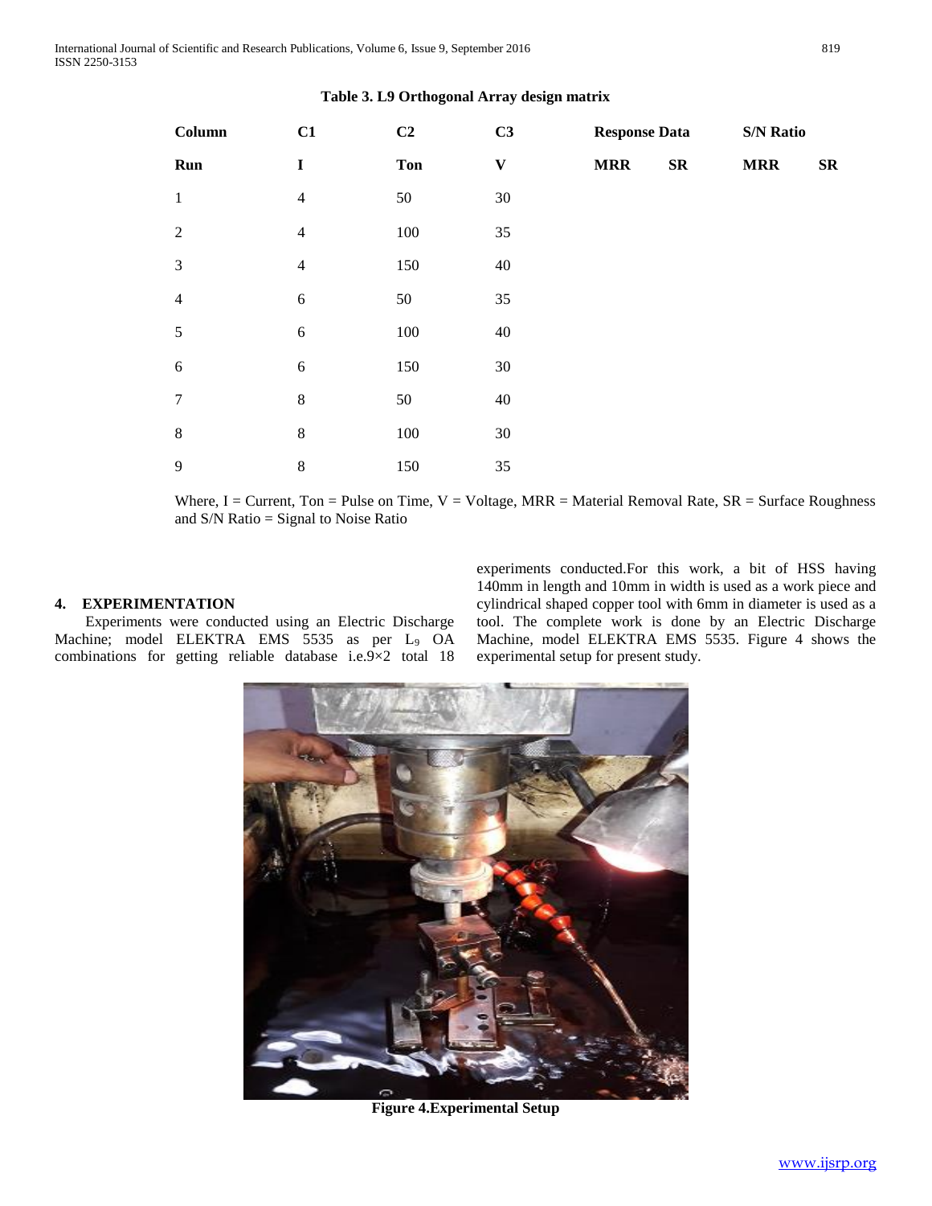**Table 3. L9 Orthogonal Array design matrix**

| Column | C1 | C2 | C3 | Response Data | | S/N Ratio | |
|---|---|---|---|---|---|---|---|
| Run | I | Ton | V | MRR | SR | MRR | SR |
| 1 | 4 | 50 | 30 | | | | |
| 2 | 4 | 100 | 35 | | | | |
| 3 | 4 | 150 | 40 | | | | |
| 4 | 6 | 50 | 35 | | | | |
| 5 | 6 | 100 | 40 | | | | |
| 6 | 6 | 150 | 30 | | | | |
| 7 | 8 | 50 | 40 | | | | |
| 8 | 8 | 100 | 30 | | | | |
| 9 | 8 | 150 | 35 | | | | |

Where, I = Current, Ton = Pulse on Time, V = Voltage, MRR = Material Removal Rate, SR = Surface Roughness and S/N Ratio = Signal to Noise Ratio

## 4. EXPERIMENTATION

Experiments were conducted using an Electric Discharge Machine; model ELEKTRA EMS 5535 as per $L_9$ OA combinations for getting reliable database i.e.9×2 total 18 experiments conducted.For this work, a bit of HSS having 140mm in length and 10mm in width is used as a work piece and cylindrical shaped copper tool with 6mm in diameter is used as a tool. The complete work is done by an Electric Discharge Machine, model ELEKTRA EMS 5535. Figure 4 shows the experimental setup for present study.

**Figure 4.Experimental Setup**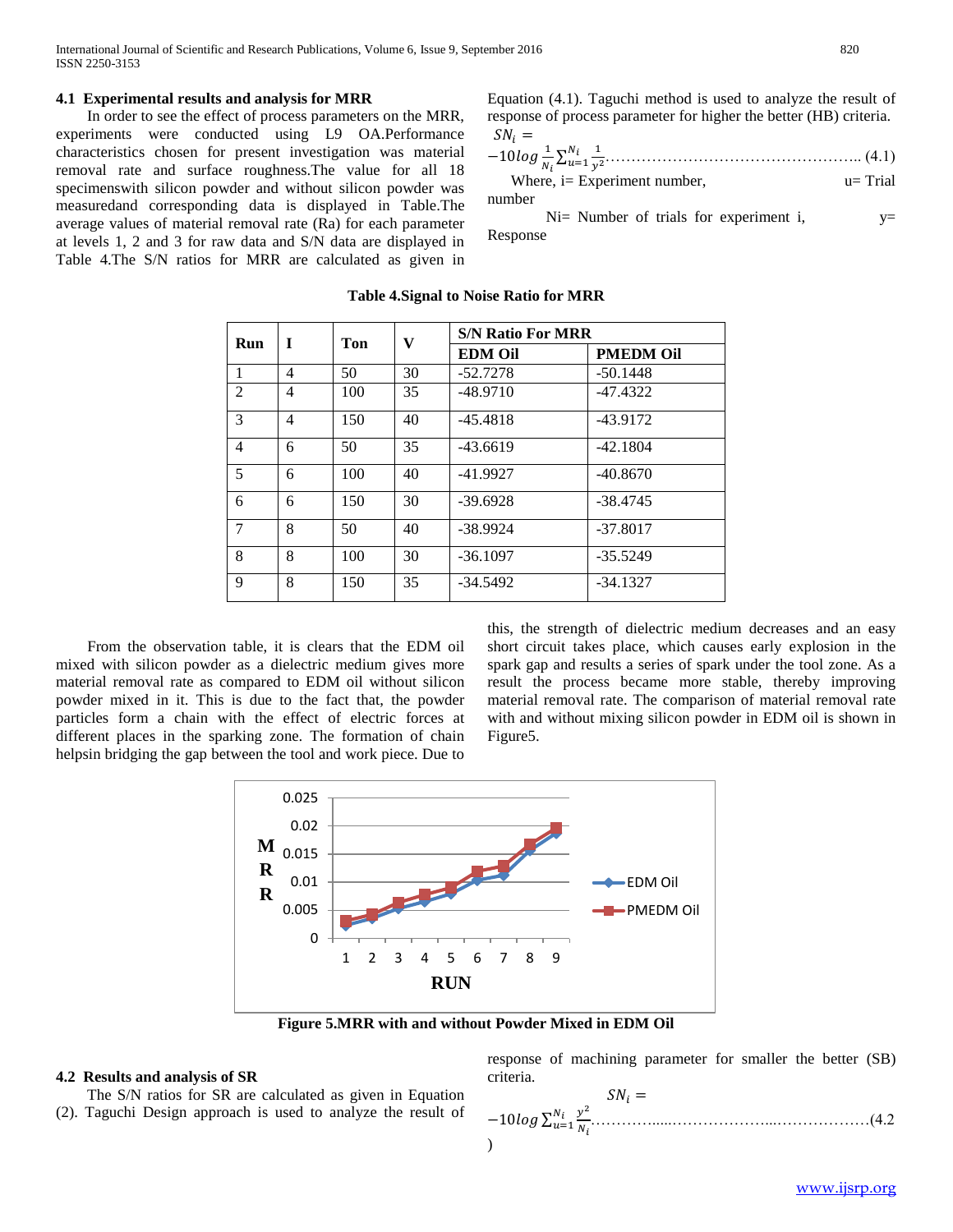### 4.1 Experimental results and analysis for MRR

In order to see the effect of process parameters on the MRR, experiments were conducted using L9 OA.Performance characteristics chosen for present investigation was material removal rate and surface roughness.The value for all 18 specimenswith silicon powder and without silicon powder was measuredand corresponding data is displayed in Table.The average values of material removal rate (Ra) for each parameter at levels 1, 2 and 3 for raw data and S/N data are displayed in Table 4.The S/N ratios for MRR are calculated as given in Equation (4.1). Taguchi method is used to analyze the result of response of process parameter for higher the better (HB) criteria.

$$SN_i = -10log\frac{1}{N_i}\sum_{u=1}^{N_i}\frac{1}{y^2} \quad \text{....... (4.1)}$$

Where, i= Experiment number, u= Trial number

Ni= Number of trials for experiment i, y= Response

**Table 4.Signal to Noise Ratio for MRR**

| Run | I | Ton | V | S/N Ratio For MRR | |
|---|---|---|---|---|---|
| | | | | EDM Oil | PMEDM Oil |
| 1 | 4 | 50 | 30 | -52.7278 | -50.1448 |
| 2 | 4 | 100 | 35 | -48.9710 | -47.4322 |
| 3 | 4 | 150 | 40 | -45.4818 | -43.9172 |
| 4 | 6 | 50 | 35 | -43.6619 | -42.1804 |
| 5 | 6 | 100 | 40 | -41.9927 | -40.8670 |
| 6 | 6 | 150 | 30 | -39.6928 | -38.4745 |
| 7 | 8 | 50 | 40 | -38.9924 | -37.8017 |
| 8 | 8 | 100 | 30 | -36.1097 | -35.5249 |
| 9 | 8 | 150 | 35 | -34.5492 | -34.1327 |

From the observation table, it is clears that the EDM oil mixed with silicon powder as a dielectric medium gives more material removal rate as compared to EDM oil without silicon powder mixed in it. This is due to the fact that, the powder particles form a chain with the effect of electric forces at different places in the sparking zone. The formation of chain helpsin bridging the gap between the tool and work piece. Due to this, the strength of dielectric medium decreases and an easy short circuit takes place, which causes early explosion in the spark gap and results a series of spark under the tool zone. As a result the process became more stable, thereby improving material removal rate. The comparison of material removal rate with and without mixing silicon powder in EDM oil is shown in Figure5.

**Figure 5.MRR with and without Powder Mixed in EDM Oil**

### 4.2 Results and analysis of SR

The S/N ratios for SR are calculated as given in Equation (2). Taguchi Design approach is used to analyze the result of response of machining parameter for smaller the better (SB) criteria.

$$SN_i = -10log\sum_{u=1}^{N_i}\frac{y^2}{N_i} \quad \text{....... (4.2)}$$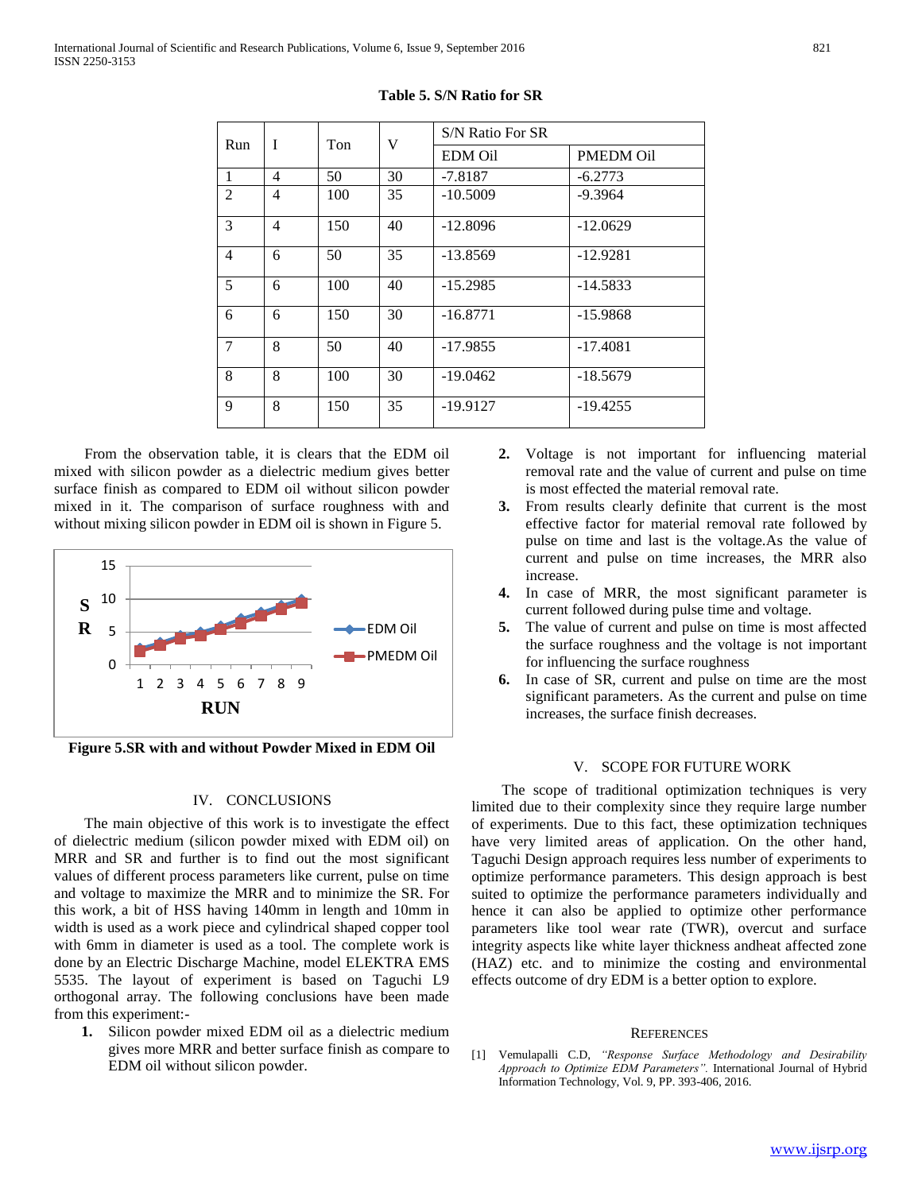**Table 5. S/N Ratio for SR**

| Run | I | Ton | V | S/N Ratio For SR | |
|---|---|---|---|---|---|
| | | | | EDM Oil | PMEDM Oil |
| 1 | 4 | 50 | 30 | -7.8187 | -6.2773 |
| 2 | 4 | 100 | 35 | -10.5009 | -9.3964 |
| 3 | 4 | 150 | 40 | -12.8096 | -12.0629 |
| 4 | 6 | 50 | 35 | -13.8569 | -12.9281 |
| 5 | 6 | 100 | 40 | -15.2985 | -14.5833 |
| 6 | 6 | 150 | 30 | -16.8771 | -15.9868 |
| 7 | 8 | 50 | 40 | -17.9855 | -17.4081 |
| 8 | 8 | 100 | 30 | -19.0462 | -18.5679 |
| 9 | 8 | 150 | 35 | -19.9127 | -19.4255 |

From the observation table, it is clears that the EDM oil mixed with silicon powder as a dielectric medium gives better surface finish as compared to EDM oil without silicon powder mixed in it. The comparison of surface roughness with and without mixing silicon powder in EDM oil is shown in Figure 5.

**Figure 5.SR with and without Powder Mixed in EDM Oil**

## IV. CONCLUSIONS

The main objective of this work is to investigate the effect of dielectric medium (silicon powder mixed with EDM oil) on MRR and SR and further is to find out the most significant values of different process parameters like current, pulse on time and voltage to maximize the MRR and to minimize the SR. For this work, a bit of HSS having 140mm in length and 10mm in width is used as a work piece and cylindrical shaped copper tool with 6mm in diameter is used as a tool. The complete work is done by an Electric Discharge Machine, model ELEKTRA EMS 5535. The layout of experiment is based on Taguchi L9 orthogonal array. The following conclusions have been made from this experiment:-

1. Silicon powder mixed EDM oil as a dielectric medium gives more MRR and better surface finish as compare to EDM oil without silicon powder.
2. Voltage is not important for influencing material removal rate and the value of current and pulse on time is most effected the material removal rate.
3. From results clearly definite that current is the most effective factor for material removal rate followed by pulse on time and last is the voltage.As the value of current and pulse on time increases, the MRR also increase.
4. In case of MRR, the most significant parameter is current followed during pulse time and voltage.
5. The value of current and pulse on time is most affected the surface roughness and the voltage is not important for influencing the surface roughness
6. In case of SR, current and pulse on time are the most significant parameters. As the current and pulse on time increases, the surface finish decreases.

## V. SCOPE FOR FUTURE WORK

The scope of traditional optimization techniques is very limited due to their complexity since they require large number of experiments. Due to this fact, these optimization techniques have very limited areas of application. On the other hand, Taguchi Design approach requires less number of experiments to optimize performance parameters. This design approach is best suited to optimize the performance parameters individually and hence it can also be applied to optimize other performance parameters like tool wear rate (TWR), overcut and surface integrity aspects like white layer thickness andheat affected zone (HAZ) etc. and to minimize the costing and environmental effects outcome of dry EDM is a better option to explore.

## REFERENCES

[1] Vemulapalli C.D, *"Response Surface Methodology and Desirability Approach to Optimize EDM Parameters".* International Journal of Hybrid Information Technology, Vol. 9, PP. 393-406, 2016.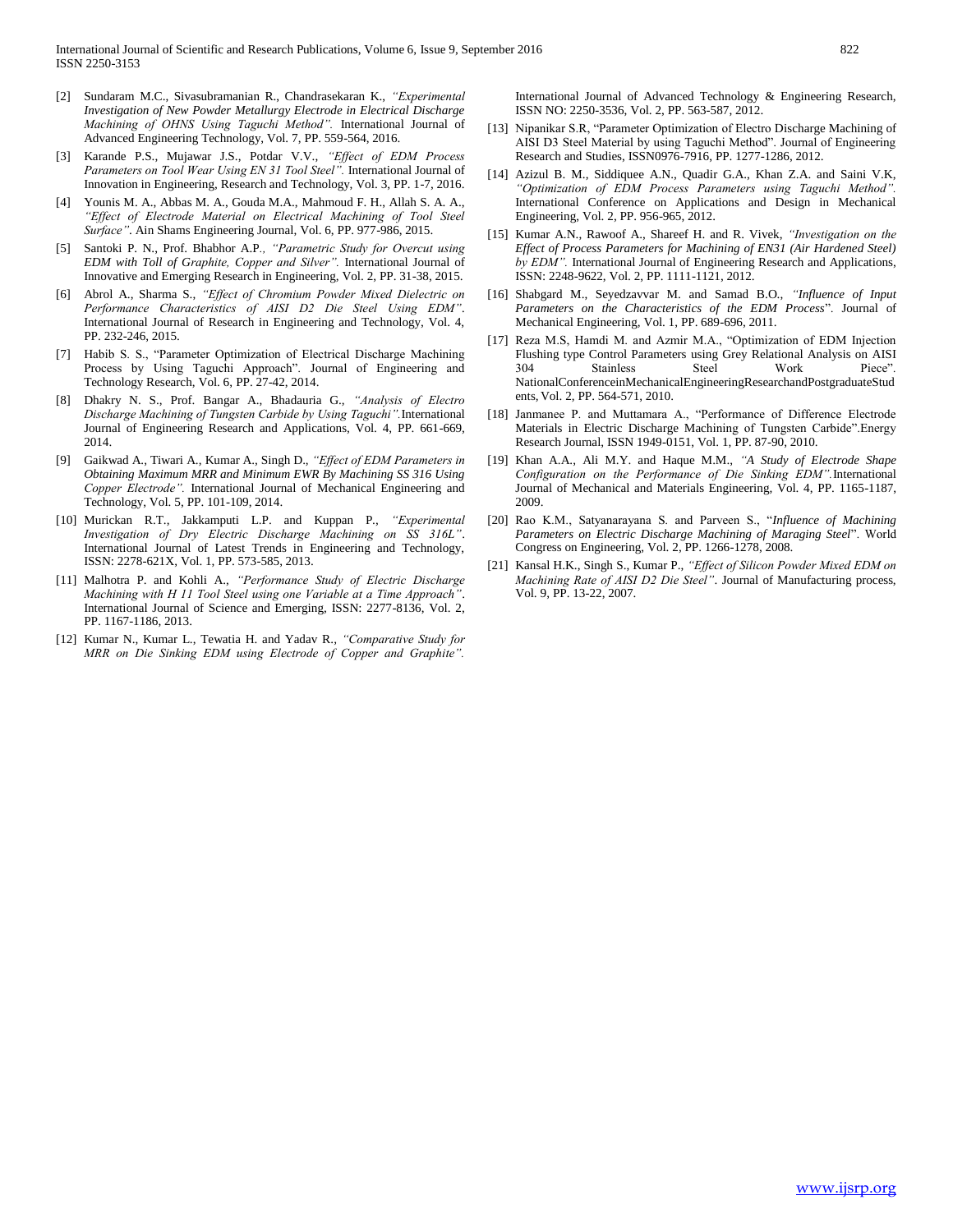[2] Sundaram M.C., Sivasubramanian R., Chandrasekaran K., *"Experimental Investigation of New Powder Metallurgy Electrode in Electrical Discharge Machining of OHNS Using Taguchi Method".* International Journal of Advanced Engineering Technology, Vol. 7, PP. 559-564, 2016.

[3] Karande P.S., Mujawar J.S., Potdar V.V., *"Effect of EDM Process Parameters on Tool Wear Using EN 31 Tool Steel".* International Journal of Innovation in Engineering, Research and Technology, Vol. 3, PP. 1-7, 2016.

[4] Younis M. A., Abbas M. A., Gouda M.A., Mahmoud F. H., Allah S. A. A., *"Effect of Electrode Material on Electrical Machining of Tool Steel Surface".* Ain Shams Engineering Journal, Vol. 6, PP. 977-986, 2015.

[5] Santoki P. N., Prof. Bhabhor A.P., *"Parametric Study for Overcut using EDM with Toll of Graphite, Copper and Silver".* International Journal of Innovative and Emerging Research in Engineering, Vol. 2, PP. 31-38, 2015.

[6] Abrol A., Sharma S., *"Effect of Chromium Powder Mixed Dielectric on Performance Characteristics of AISI D2 Die Steel Using EDM".* International Journal of Research in Engineering and Technology, Vol. 4, PP. 232-246, 2015.

[7] Habib S. S., "Parameter Optimization of Electrical Discharge Machining Process by Using Taguchi Approach". Journal of Engineering and Technology Research, Vol. 6, PP. 27-42, 2014.

[8] Dhakry N. S., Prof. Bangar A., Bhadauria G., *"Analysis of Electro Discharge Machining of Tungsten Carbide by Using Taguchi".*International Journal of Engineering Research and Applications, Vol. 4, PP. 661-669, 2014.

[9] Gaikwad A., Tiwari A., Kumar A., Singh D., *"Effect of EDM Parameters in Obtaining Maximum MRR and Minimum EWR By Machining SS 316 Using Copper Electrode".* International Journal of Mechanical Engineering and Technology, Vol. 5, PP. 101-109, 2014.

[10] Murickan R.T., Jakkamputi L.P. and Kuppan P., *"Experimental Investigation of Dry Electric Discharge Machining on SS 316L".* International Journal of Latest Trends in Engineering and Technology, ISSN: 2278-621X, Vol. 1, PP. 573-585, 2013.

[11] Malhotra P. and Kohli A., *"Performance Study of Electric Discharge Machining with H 11 Tool Steel using one Variable at a Time Approach".* International Journal of Science and Emerging, ISSN: 2277-8136, Vol. 2, PP. 1167-1186, 2013.

[12] Kumar N., Kumar L., Tewatia H. and Yadav R., *"Comparative Study for MRR on Die Sinking EDM using Electrode of Copper and Graphite".* International Journal of Advanced Technology & Engineering Research, ISSN NO: 2250-3536, Vol. 2, PP. 563-587, 2012.

[13] Nipanikar S.R, "Parameter Optimization of Electro Discharge Machining of AISI D3 Steel Material by using Taguchi Method". Journal of Engineering Research and Studies, ISSN0976-7916, PP. 1277-1286, 2012.

[14] Azizul B. M., Siddiquee A.N., Quadir G.A., Khan Z.A. and Saini V.K, *"Optimization of EDM Process Parameters using Taguchi Method".* International Conference on Applications and Design in Mechanical Engineering, Vol. 2, PP. 956-965, 2012.

[15] Kumar A.N., Rawoof A., Shareef H. and R. Vivek, *"Investigation on the Effect of Process Parameters for Machining of EN31 (Air Hardened Steel) by EDM".* International Journal of Engineering Research and Applications, ISSN: 2248-9622, Vol. 2, PP. 1111-1121, 2012.

[16] Shabgard M., Seyedzavvar M. and Samad B.O., *"Influence of Input Parameters on the Characteristics of the EDM Process".* Journal of Mechanical Engineering, Vol. 1, PP. 689-696, 2011.

[17] Reza M.S, Hamdi M. and Azmir M.A., "Optimization of EDM Injection Flushing type Control Parameters using Grey Relational Analysis on AISI 304 Stainless Steel Work Piece". NationalConferenceinMechanicalEngineeringResearchandPostgraduateStudents, Vol. 2, PP. 564-571, 2010.

[18] Janmanee P. and Muttamara A., "Performance of Difference Electrode Materials in Electric Discharge Machining of Tungsten Carbide".Energy Research Journal, ISSN 1949-0151, Vol. 1, PP. 87-90, 2010.

[19] Khan A.A., Ali M.Y. and Haque M.M., *"A Study of Electrode Shape Configuration on the Performance of Die Sinking EDM".*International Journal of Mechanical and Materials Engineering, Vol. 4, PP. 1165-1187, 2009.

[20] Rao K.M., Satyanarayana S. and Parveen S., "*Influence of Machining Parameters on Electric Discharge Machining of Maraging Steel*". World Congress on Engineering, Vol. 2, PP. 1266-1278, 2008.

[21] Kansal H.K., Singh S., Kumar P., *"Effect of Silicon Powder Mixed EDM on Machining Rate of AISI D2 Die Steel".* Journal of Manufacturing process, Vol. 9, PP. 13-22, 2007.